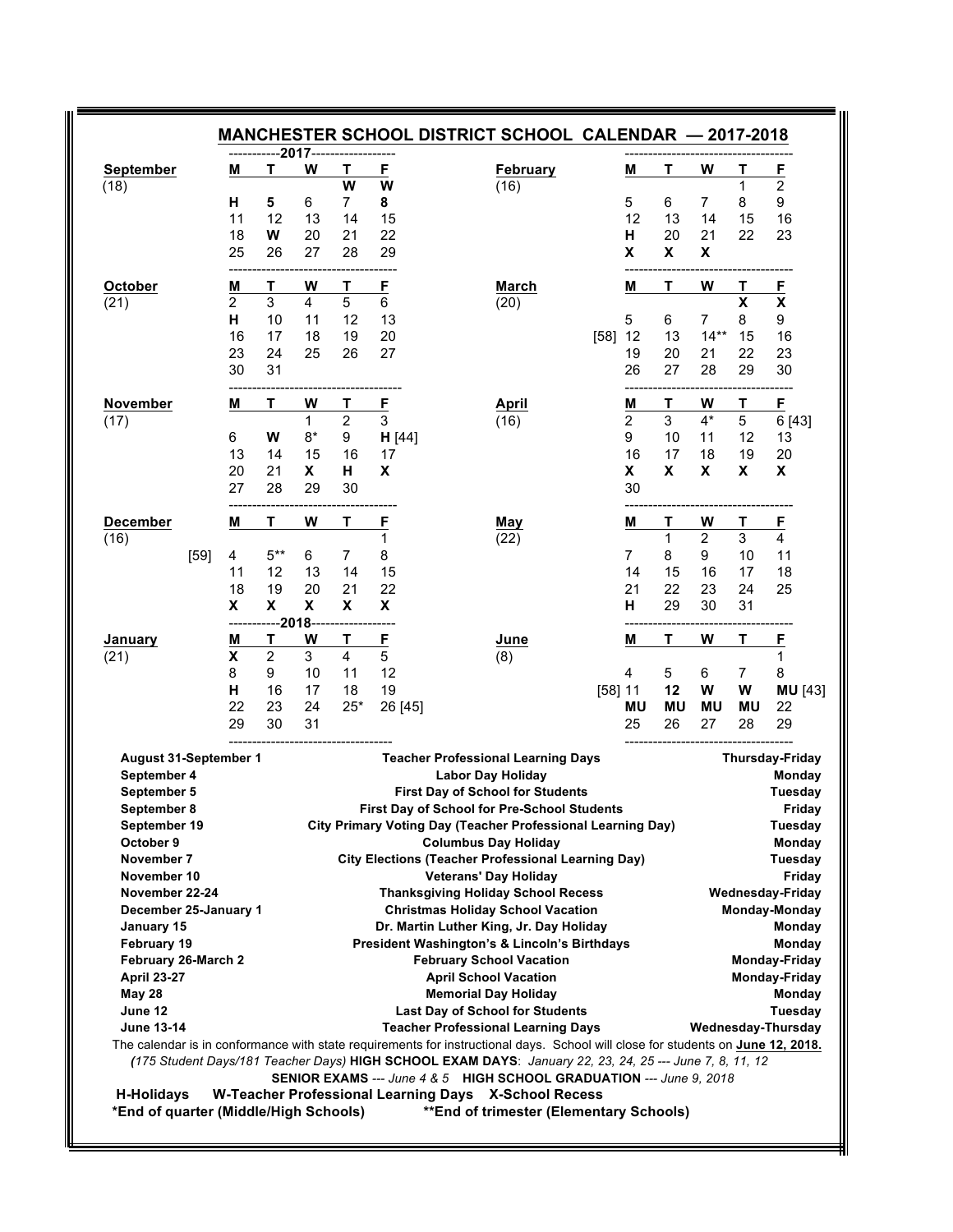# MANCHESTER SCHOOL DISTRICT SCHOOL CALENDAR — 2017-2018

**2017**

**September** (18)

| M | T | W | T | F |
|---|---|---|---|---|
| | | | W | W |
| H | **5** | 6 | 7 | **8** |
| 11 | 12 | 13 | 14 | 15 |
| 18 | **W** | 20 | 21 | 22 |
| 25 | 26 | 27 | 28 | 29 |

**October** (21)

| M | T | W | T | F |
|---|---|---|---|---|
| 2 | 3 | 4 | 5 | 6 |
| H | 10 | 11 | 12 | 13 |
| 16 | 17 | 18 | 19 | 20 |
| 23 | 24 | 25 | 26 | 27 |
| 30 | 31 | | | |

**November** (17)

| M | T | W | T | F |
|---|---|---|---|---|
| | | 1 | 2 | 3 |
| 6 | **W** | 8* | 9 | **H** [44] |
| 13 | 14 | 15 | 16 | 17 |
| 20 | 21 | **X** | **H** | **X** |
| 27 | 28 | 29 | 30 | |

**December** (16)

| | M | T | W | T | F |
|---|---|---|---|---|---|
| | | | | | 1 |
| [59] | 4 | 5** | 6 | 7 | 8 |
| | 11 | 12 | 13 | 14 | 15 |
| | 18 | 19 | 20 | 21 | 22 |
| | **X** | **X** | **X** | **X** | **X** |

**2018**

**January** (21)

| M | T | W | T | F |
|---|---|---|---|---|
| **X** | 2 | 3 | 4 | 5 |
| 8 | 9 | 10 | 11 | 12 |
| **H** | 16 | 17 | 18 | 19 |
| 22 | 23 | 24 | 25* | 26 [45] |
| 29 | 30 | 31 | | |

**February** (16)

| M | T | W | T | F |
|---|---|---|---|---|
| | | | 1 | 2 |
| 5 | 6 | 7 | 8 | 9 |
| 12 | 13 | 14 | 15 | 16 |
| **H** | 20 | 21 | 22 | 23 |
| **X** | **X** | **X** | | |

**March** (20)

| | M | T | W | T | F |
|---|---|---|---|---|---|
| | | | | **X** | **X** |
| | 5 | 6 | 7 | 8 | 9 |
| [58] | 12 | 13 | 14** | 15 | 16 |
| | 19 | 20 | 21 | 22 | 23 |
| | 26 | 27 | 28 | 29 | 30 |

**April** (16)

| M | T | W | T | F |
|---|---|---|---|---|
| 2 | 3 | 4* | 5 | 6 [43] |
| 9 | 10 | 11 | 12 | 13 |
| 16 | 17 | 18 | 19 | 20 |
| **X** | **X** | **X** | **X** | **X** |
| 30 | | | | |

**May** (22)

| M | T | W | T | F |
|---|---|---|---|---|
| | 1 | 2 | 3 | 4 |
| 7 | 8 | 9 | 10 | 11 |
| 14 | 15 | 16 | 17 | 18 |
| 21 | 22 | 23 | 24 | 25 |
| **H** | 29 | 30 | 31 | |

**June** (8)

| | M | T | W | T | F |
|---|---|---|---|---|---|
| | | | | | 1 |
| | 4 | 5 | 6 | 7 | 8 |
| [58] | 11 | **12** | **W** | **W** | **MU** [43] |
| | **MU** | **MU** | **MU** | **MU** | 22 |
| | 25 | 26 | 27 | 28 | 29 |

| Date | Event | Day |
|---|---|---|
| **August 31-September 1** | **Teacher Professional Learning Days** | **Thursday-Friday** |
| **September 4** | **Labor Day Holiday** | **Monday** |
| **September 5** | **First Day of School for Students** | **Tuesday** |
| **September 8** | **First Day of School for Pre-School Students** | **Friday** |
| **September 19** | **City Primary Voting Day (Teacher Professional Learning Day)** | **Tuesday** |
| **October 9** | **Columbus Day Holiday** | **Monday** |
| **November 7** | **City Elections (Teacher Professional Learning Day)** | **Tuesday** |
| **November 10** | **Veterans' Day Holiday** | **Friday** |
| **November 22-24** | **Thanksgiving Holiday School Recess** | **Wednesday-Friday** |
| **December 25-January 1** | **Christmas Holiday School Vacation** | **Monday-Monday** |
| **January 15** | **Dr. Martin Luther King, Jr. Day Holiday** | **Monday** |
| **February 19** | **President Washington's & Lincoln's Birthdays** | **Monday** |
| **February 26-March 2** | **February School Vacation** | **Monday-Friday** |
| **April 23-27** | **April School Vacation** | **Monday-Friday** |
| **May 28** | **Memorial Day Holiday** | **Monday** |
| **June 12** | **Last Day of School for Students** | **Tuesday** |
| **June 13-14** | **Teacher Professional Learning Days** | **Wednesday-Thursday** |

The calendar is in conformance with state requirements for instructional days. School will close for students on **June 12, 2018.**

*(175 Student Days/181 Teacher Days)* **HIGH SCHOOL EXAM DAYS**: *January 22, 23, 24, 25 --- June 7, 8, 11, 12*

**SENIOR EXAMS** --- *June 4 & 5* **HIGH SCHOOL GRADUATION** --- *June 9, 2018*

**H-Holidays W-Teacher Professional Learning Days X-School Recess**

**\*End of quarter (Middle/High Schools) \*\*End of trimester (Elementary Schools)**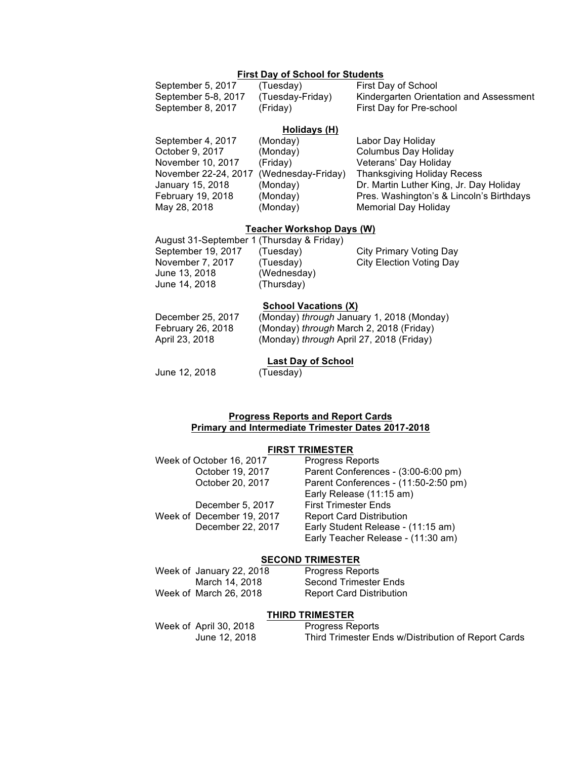**First Day of School for Students**

| | | |
|---|---|---|
| September 5, 2017 | (Tuesday) | First Day of School |
| September 5-8, 2017 | (Tuesday-Friday) | Kindergarten Orientation and Assessment |
| September 8, 2017 | (Friday) | First Day for Pre-school |

**Holidays (H)**

| | | |
|---|---|---|
| September 4, 2017 | (Monday) | Labor Day Holiday |
| October 9, 2017 | (Monday) | Columbus Day Holiday |
| November 10, 2017 | (Friday) | Veterans' Day Holiday |
| November 22-24, 2017 | (Wednesday-Friday) | Thanksgiving Holiday Recess |
| January 15, 2018 | (Monday) | Dr. Martin Luther King, Jr. Day Holiday |
| February 19, 2018 | (Monday) | Pres. Washington's & Lincoln's Birthdays |
| May 28, 2018 | (Monday) | Memorial Day Holiday |

**Teacher Workshop Days (W)**

| | | |
|---|---|---|
| August 31-September 1 | (Thursday & Friday) | |
| September 19, 2017 | (Tuesday) | City Primary Voting Day |
| November 7, 2017 | (Tuesday) | City Election Voting Day |
| June 13, 2018 | (Wednesday) | |
| June 14, 2018 | (Thursday) | |

**School Vacations (X)**

| | |
|---|---|
| December 25, 2017 | (Monday) *through* January 1, 2018 (Monday) |
| February 26, 2018 | (Monday) *through* March 2, 2018 (Friday) |
| April 23, 2018 | (Monday) *through* April 27, 2018 (Friday) |

**Last Day of School**

June 12, 2018 (Tuesday)

**Progress Reports and Report Cards**
**Primary and Intermediate Trimester Dates 2017-2018**

**FIRST TRIMESTER**

| | |
|---|---|
| Week of October 16, 2017 | Progress Reports |
| October 19, 2017 | Parent Conferences - (3:00-6:00 pm) |
| October 20, 2017 | Parent Conferences - (11:50-2:50 pm)<br>Early Release (11:15 am) |
| December 5, 2017 | First Trimester Ends |
| Week of December 19, 2017 | Report Card Distribution |
| December 22, 2017 | Early Student Release - (11:15 am)<br>Early Teacher Release - (11:30 am) |

**SECOND TRIMESTER**

| | |
|---|---|
| Week of January 22, 2018 | Progress Reports |
| March 14, 2018 | Second Trimester Ends |
| Week of March 26, 2018 | Report Card Distribution |

**THIRD TRIMESTER**

| | |
|---|---|
| Week of April 30, 2018 | Progress Reports |
| June 12, 2018 | Third Trimester Ends w/Distribution of Report Cards |